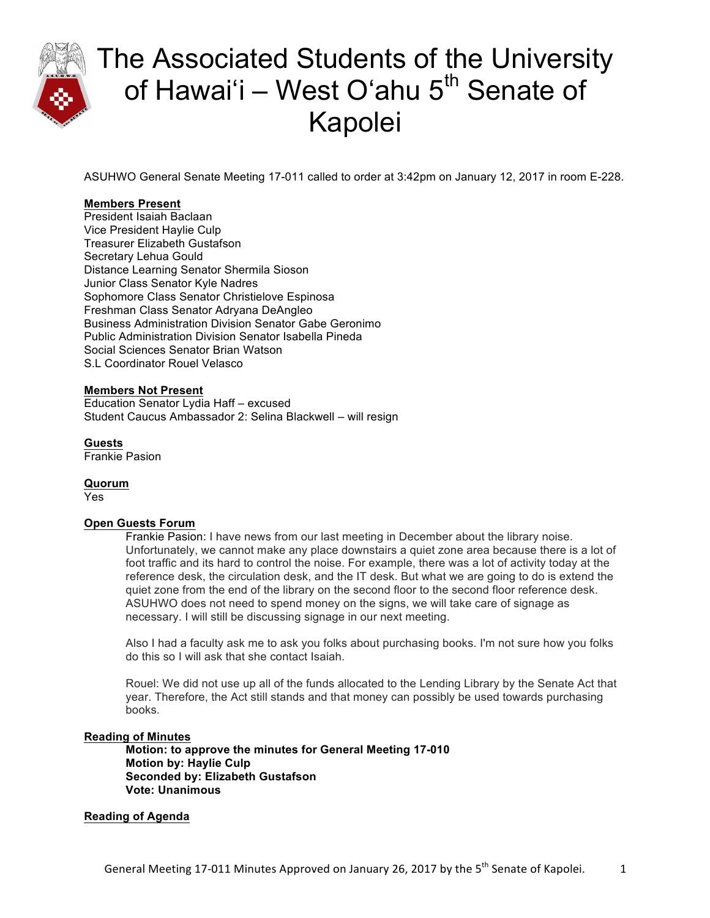# The Associated Students of the University of Hawai'i – West O'ahu 5th Senate of Kapolei

ASUHWO General Senate Meeting 17-011 called to order at 3:42pm on January 12, 2017 in room E-228.

**Members Present**
President Isaiah Baclaan
Vice President Haylie Culp
Treasurer Elizabeth Gustafson
Secretary Lehua Gould
Distance Learning Senator Shermila Sioson
Junior Class Senator Kyle Nadres
Sophomore Class Senator Christielove Espinosa
Freshman Class Senator Adryana DeAngleo
Business Administration Division Senator Gabe Geronimo
Public Administration Division Senator Isabella Pineda
Social Sciences Senator Brian Watson
S.L Coordinator Rouel Velasco

**Members Not Present**
Education Senator Lydia Haff – excused
Student Caucus Ambassador 2: Selina Blackwell – will resign

**Guests**
Frankie Pasion

**Quorum**
Yes

**Open Guests Forum**

Frankie Pasion: I have news from our last meeting in December about the library noise. Unfortunately, we cannot make any place downstairs a quiet zone area because there is a lot of foot traffic and its hard to control the noise. For example, there was a lot of activity today at the reference desk, the circulation desk, and the IT desk. But what we are going to do is extend the quiet zone from the end of the library on the second floor to the second floor reference desk. ASUHWO does not need to spend money on the signs, we will take care of signage as necessary. I will still be discussing signage in our next meeting.

Also I had a faculty ask me to ask you folks about purchasing books. I'm not sure how you folks do this so I will ask that she contact Isaiah.

Rouel: We did not use up all of the funds allocated to the Lending Library by the Senate Act that year. Therefore, the Act still stands and that money can possibly be used towards purchasing books.

**Reading of Minutes**

**Motion: to approve the minutes for General Meeting 17-010**
**Motion by: Haylie Culp**
**Seconded by: Elizabeth Gustafson**
**Vote: Unanimous**

**Reading of Agenda**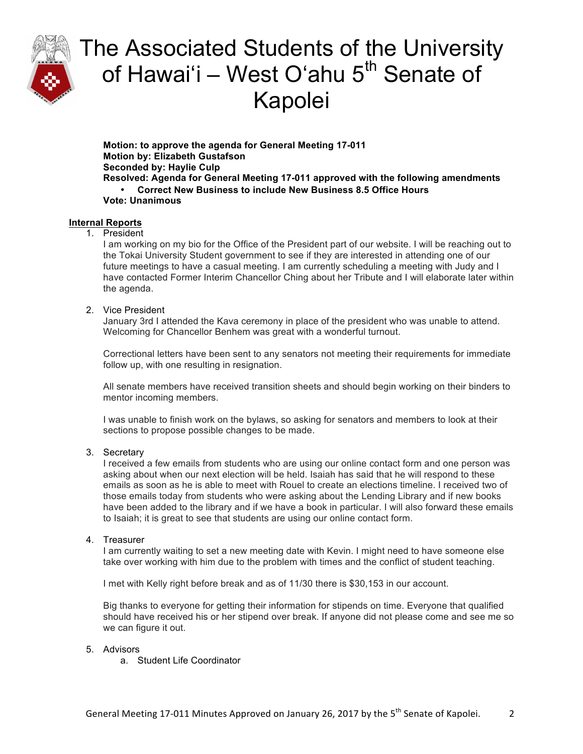**Motion: to approve the agenda for General Meeting 17-011**
**Motion by: Elizabeth Gustafson**
**Seconded by: Haylie Culp**
**Resolved: Agenda for General Meeting 17-011 approved with the following amendments**

- **Correct New Business to include New Business 8.5 Office Hours**

**Vote: Unanimous**

## Internal Reports

1. President

   I am working on my bio for the Office of the President part of our website. I will be reaching out to the Tokai University Student government to see if they are interested in attending one of our future meetings to have a casual meeting. I am currently scheduling a meeting with Judy and I have contacted Former Interim Chancellor Ching about her Tribute and I will elaborate later within the agenda.

2. Vice President

   January 3rd I attended the Kava ceremony in place of the president who was unable to attend. Welcoming for Chancellor Benhem was great with a wonderful turnout.

   Correctional letters have been sent to any senators not meeting their requirements for immediate follow up, with one resulting in resignation.

   All senate members have received transition sheets and should begin working on their binders to mentor incoming members.

   I was unable to finish work on the bylaws, so asking for senators and members to look at their sections to propose possible changes to be made.

3. Secretary

   I received a few emails from students who are using our online contact form and one person was asking about when our next election will be held. Isaiah has said that he will respond to these emails as soon as he is able to meet with Rouel to create an elections timeline. I received two of those emails today from students who were asking about the Lending Library and if new books have been added to the library and if we have a book in particular. I will also forward these emails to Isaiah; it is great to see that students are using our online contact form.

4. Treasurer

   I am currently waiting to set a new meeting date with Kevin. I might need to have someone else take over working with him due to the problem with times and the conflict of student teaching.

   I met with Kelly right before break and as of 11/30 there is $30,153 in our account.

   Big thanks to everyone for getting their information for stipends on time. Everyone that qualified should have received his or her stipend over break. If anyone did not please come and see me so we can figure it out.

5. Advisors
   a. Student Life Coordinator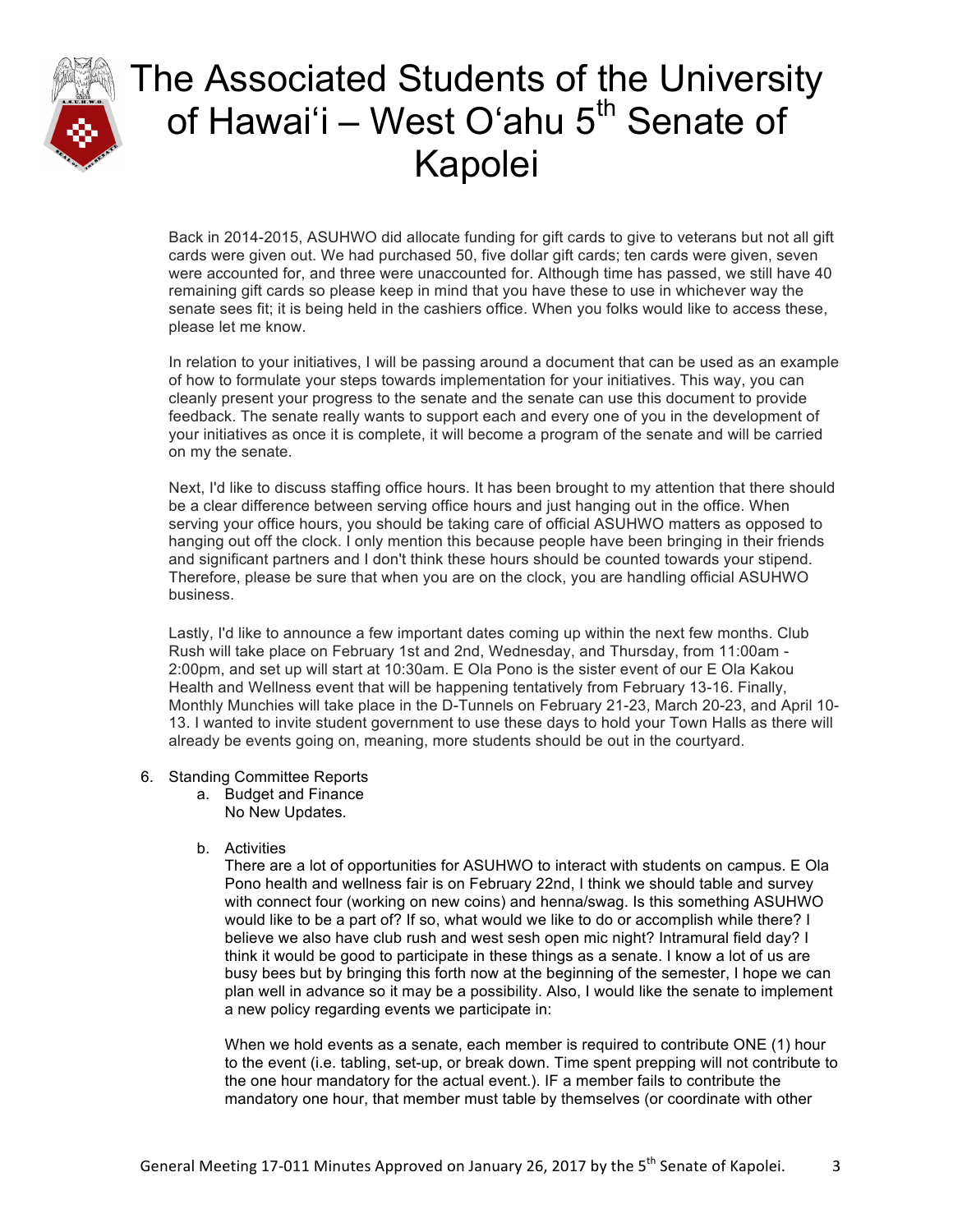Back in 2014-2015, ASUHWO did allocate funding for gift cards to give to veterans but not all gift cards were given out. We had purchased 50, five dollar gift cards; ten cards were given, seven were accounted for, and three were unaccounted for. Although time has passed, we still have 40 remaining gift cards so please keep in mind that you have these to use in whichever way the senate sees fit; it is being held in the cashiers office. When you folks would like to access these, please let me know.

In relation to your initiatives, I will be passing around a document that can be used as an example of how to formulate your steps towards implementation for your initiatives. This way, you can cleanly present your progress to the senate and the senate can use this document to provide feedback. The senate really wants to support each and every one of you in the development of your initiatives as once it is complete, it will become a program of the senate and will be carried on my the senate.

Next, I'd like to discuss staffing office hours. It has been brought to my attention that there should be a clear difference between serving office hours and just hanging out in the office. When serving your office hours, you should be taking care of official ASUHWO matters as opposed to hanging out off the clock. I only mention this because people have been bringing in their friends and significant partners and I don't think these hours should be counted towards your stipend. Therefore, please be sure that when you are on the clock, you are handling official ASUHWO business.

Lastly, I'd like to announce a few important dates coming up within the next few months. Club Rush will take place on February 1st and 2nd, Wednesday, and Thursday, from 11:00am - 2:00pm, and set up will start at 10:30am. E Ola Pono is the sister event of our E Ola Kakou Health and Wellness event that will be happening tentatively from February 13-16. Finally, Monthly Munchies will take place in the D-Tunnels on February 21-23, March 20-23, and April 10-13. I wanted to invite student government to use these days to hold your Town Halls as there will already be events going on, meaning, more students should be out in the courtyard.

6. Standing Committee Reports
   a. Budget and Finance
      No New Updates.

   b. Activities
      There are a lot of opportunities for ASUHWO to interact with students on campus. E Ola Pono health and wellness fair is on February 22nd, I think we should table and survey with connect four (working on new coins) and henna/swag. Is this something ASUHWO would like to be a part of? If so, what would we like to do or accomplish while there? I believe we also have club rush and west sesh open mic night? Intramural field day? I think it would be good to participate in these things as a senate. I know a lot of us are busy bees but by bringing this forth now at the beginning of the semester, I hope we can plan well in advance so it may be a possibility. Also, I would like the senate to implement a new policy regarding events we participate in:

      When we hold events as a senate, each member is required to contribute ONE (1) hour to the event (i.e. tabling, set-up, or break down. Time spent prepping will not contribute to the one hour mandatory for the actual event.). IF a member fails to contribute the mandatory one hour, that member must table by themselves (or coordinate with other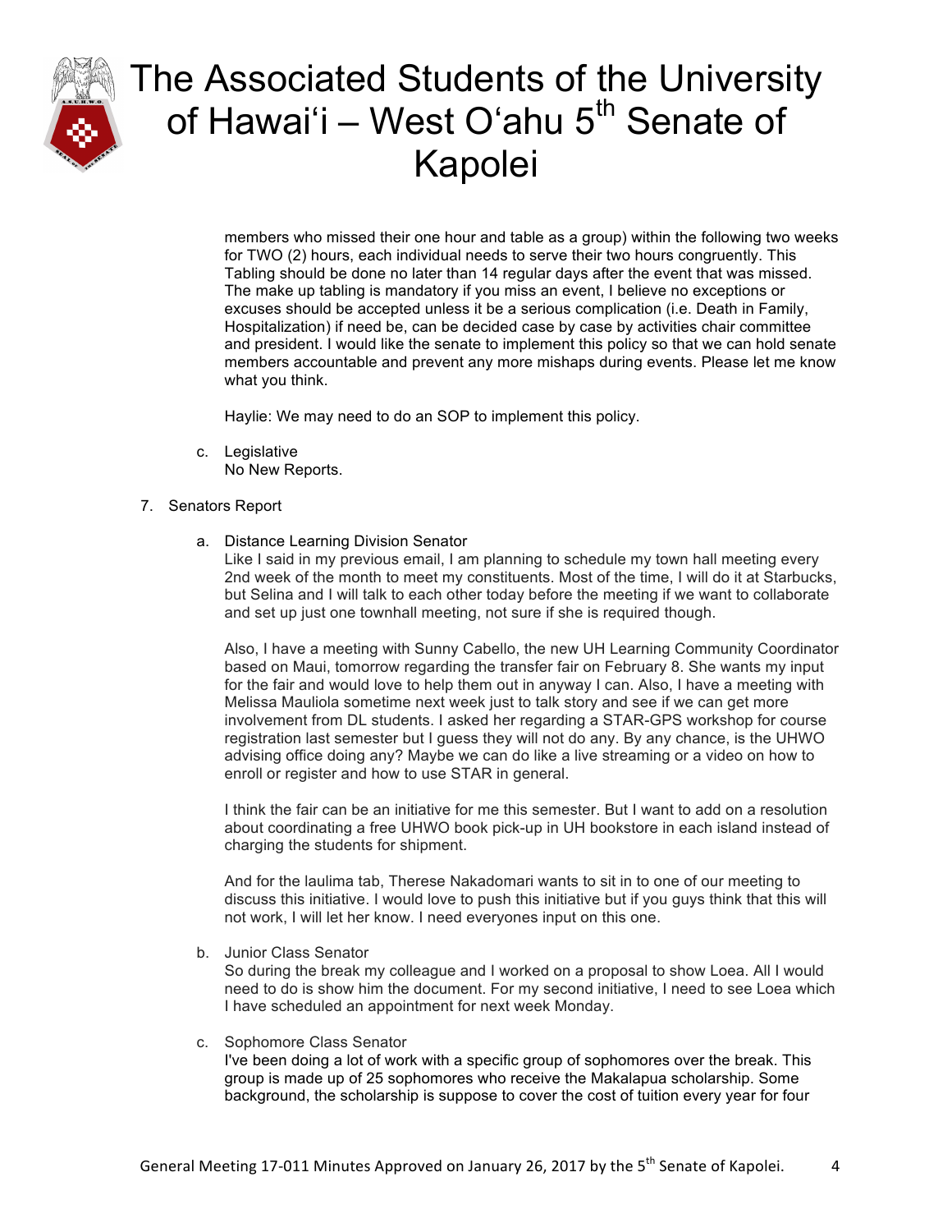members who missed their one hour and table as a group) within the following two weeks for TWO (2) hours, each individual needs to serve their two hours congruently. This Tabling should be done no later than 14 regular days after the event that was missed. The make up tabling is mandatory if you miss an event, I believe no exceptions or excuses should be accepted unless it be a serious complication (i.e. Death in Family, Hospitalization) if need be, can be decided case by case by activities chair committee and president. I would like the senate to implement this policy so that we can hold senate members accountable and prevent any more mishaps during events. Please let me know what you think.

Haylie: We may need to do an SOP to implement this policy.

c. Legislative
   No New Reports.

7. Senators Report

   a. Distance Learning Division Senator
      Like I said in my previous email, I am planning to schedule my town hall meeting every 2nd week of the month to meet my constituents. Most of the time, I will do it at Starbucks, but Selina and I will talk to each other today before the meeting if we want to collaborate and set up just one townhall meeting, not sure if she is required though.

      Also, I have a meeting with Sunny Cabello, the new UH Learning Community Coordinator based on Maui, tomorrow regarding the transfer fair on February 8. She wants my input for the fair and would love to help them out in anyway I can. Also, I have a meeting with Melissa Mauliola sometime next week just to talk story and see if we can get more involvement from DL students. I asked her regarding a STAR-GPS workshop for course registration last semester but I guess they will not do any. By any chance, is the UHWO advising office doing any? Maybe we can do like a live streaming or a video on how to enroll or register and how to use STAR in general.

      I think the fair can be an initiative for me this semester. But I want to add on a resolution about coordinating a free UHWO book pick-up in UH bookstore in each island instead of charging the students for shipment.

      And for the laulima tab, Therese Nakadomari wants to sit in to one of our meeting to discuss this initiative. I would love to push this initiative but if you guys think that this will not work, I will let her know. I need everyones input on this one.

   b. Junior Class Senator
      So during the break my colleague and I worked on a proposal to show Loea. All I would need to do is show him the document. For my second initiative, I need to see Loea which I have scheduled an appointment for next week Monday.

   c. Sophomore Class Senator
      I've been doing a lot of work with a specific group of sophomores over the break. This group is made up of 25 sophomores who receive the Makalapua scholarship. Some background, the scholarship is suppose to cover the cost of tuition every year for four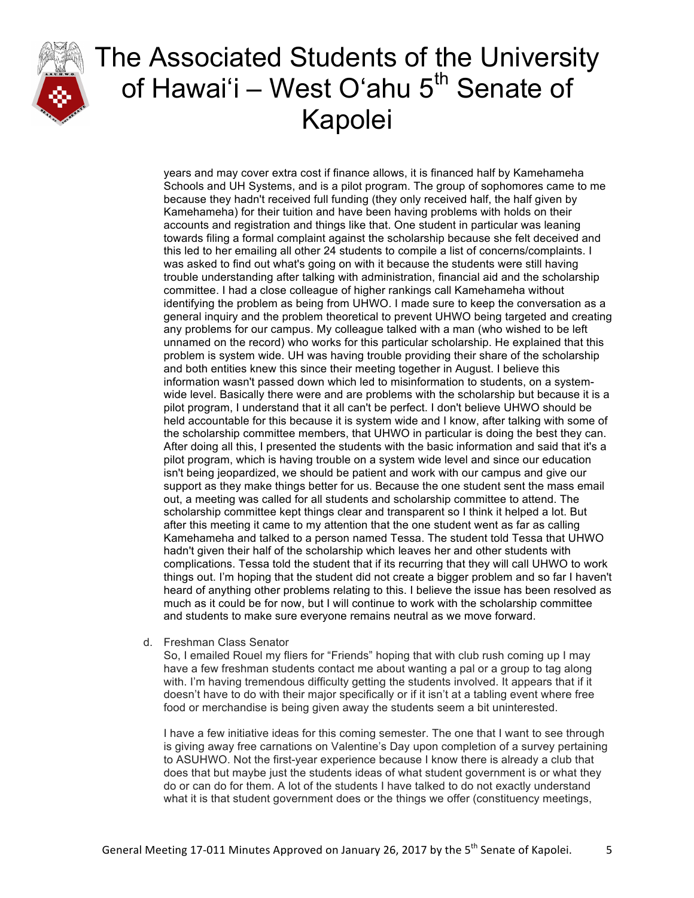years and may cover extra cost if finance allows, it is financed half by Kamehameha Schools and UH Systems, and is a pilot program. The group of sophomores came to me because they hadn't received full funding (they only received half, the half given by Kamehameha) for their tuition and have been having problems with holds on their accounts and registration and things like that. One student in particular was leaning towards filing a formal complaint against the scholarship because she felt deceived and this led to her emailing all other 24 students to compile a list of concerns/complaints. I was asked to find out what's going on with it because the students were still having trouble understanding after talking with administration, financial aid and the scholarship committee. I had a close colleague of higher rankings call Kamehameha without identifying the problem as being from UHWO. I made sure to keep the conversation as a general inquiry and the problem theoretical to prevent UHWO being targeted and creating any problems for our campus. My colleague talked with a man (who wished to be left unnamed on the record) who works for this particular scholarship. He explained that this problem is system wide. UH was having trouble providing their share of the scholarship and both entities knew this since their meeting together in August. I believe this information wasn't passed down which led to misinformation to students, on a system-wide level. Basically there were and are problems with the scholarship but because it is a pilot program, I understand that it all can't be perfect. I don't believe UHWO should be held accountable for this because it is system wide and I know, after talking with some of the scholarship committee members, that UHWO in particular is doing the best they can. After doing all this, I presented the students with the basic information and said that it's a pilot program, which is having trouble on a system wide level and since our education isn't being jeopardized, we should be patient and work with our campus and give our support as they make things better for us. Because the one student sent the mass email out, a meeting was called for all students and scholarship committee to attend. The scholarship committee kept things clear and transparent so I think it helped a lot. But after this meeting it came to my attention that the one student went as far as calling Kamehameha and talked to a person named Tessa. The student told Tessa that UHWO hadn't given their half of the scholarship which leaves her and other students with complications. Tessa told the student that if its recurring that they will call UHWO to work things out. I'm hoping that the student did not create a bigger problem and so far I haven't heard of anything other problems relating to this. I believe the issue has been resolved as much as it could be for now, but I will continue to work with the scholarship committee and students to make sure everyone remains neutral as we move forward.

d. Freshman Class Senator

So, I emailed Rouel my fliers for "Friends" hoping that with club rush coming up I may have a few freshman students contact me about wanting a pal or a group to tag along with. I'm having tremendous difficulty getting the students involved. It appears that if it doesn't have to do with their major specifically or if it isn't at a tabling event where free food or merchandise is being given away the students seem a bit uninterested.

I have a few initiative ideas for this coming semester. The one that I want to see through is giving away free carnations on Valentine's Day upon completion of a survey pertaining to ASUHWO. Not the first-year experience because I know there is already a club that does that but maybe just the students ideas of what student government is or what they do or can do for them. A lot of the students I have talked to do not exactly understand what it is that student government does or the things we offer (constituency meetings,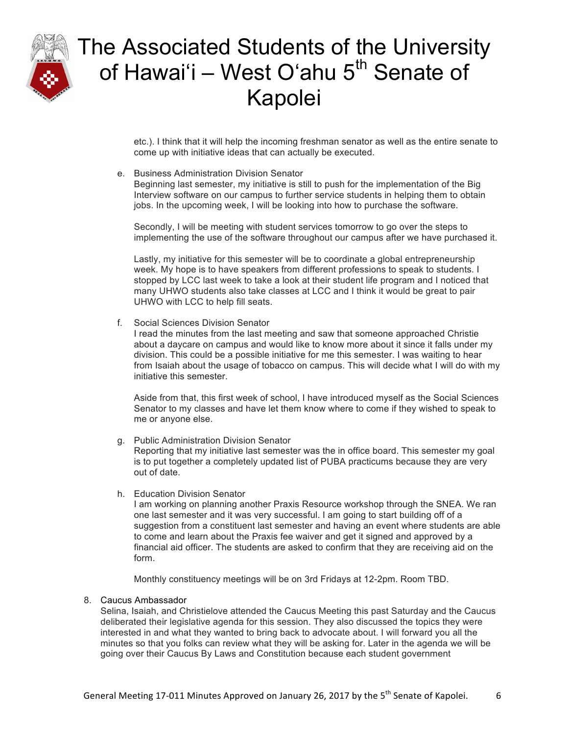etc.). I think that it will help the incoming freshman senator as well as the entire senate to come up with initiative ideas that can actually be executed.

e. Business Administration Division Senator
   Beginning last semester, my initiative is still to push for the implementation of the Big Interview software on our campus to further service students in helping them to obtain jobs. In the upcoming week, I will be looking into how to purchase the software.

   Secondly, I will be meeting with student services tomorrow to go over the steps to implementing the use of the software throughout our campus after we have purchased it.

   Lastly, my initiative for this semester will be to coordinate a global entrepreneurship week. My hope is to have speakers from different professions to speak to students. I stopped by LCC last week to take a look at their student life program and I noticed that many UHWO students also take classes at LCC and I think it would be great to pair UHWO with LCC to help fill seats.

f. Social Sciences Division Senator
   I read the minutes from the last meeting and saw that someone approached Christie about a daycare on campus and would like to know more about it since it falls under my division. This could be a possible initiative for me this semester. I was waiting to hear from Isaiah about the usage of tobacco on campus. This will decide what I will do with my initiative this semester.

   Aside from that, this first week of school, I have introduced myself as the Social Sciences Senator to my classes and have let them know where to come if they wished to speak to me or anyone else.

g. Public Administration Division Senator
   Reporting that my initiative last semester was the in office board. This semester my goal is to put together a completely updated list of PUBA practicums because they are very out of date.

h. Education Division Senator
   I am working on planning another Praxis Resource workshop through the SNEA. We ran one last semester and it was very successful. I am going to start building off of a suggestion from a constituent last semester and having an event where students are able to come and learn about the Praxis fee waiver and get it signed and approved by a financial aid officer. The students are asked to confirm that they are receiving aid on the form.

   Monthly constituency meetings will be on 3rd Fridays at 12-2pm. Room TBD.

8. Caucus Ambassador
   Selina, Isaiah, and Christielove attended the Caucus Meeting this past Saturday and the Caucus deliberated their legislative agenda for this session. They also discussed the topics they were interested in and what they wanted to bring back to advocate about. I will forward you all the minutes so that you folks can review what they will be asking for. Later in the agenda we will be going over their Caucus By Laws and Constitution because each student government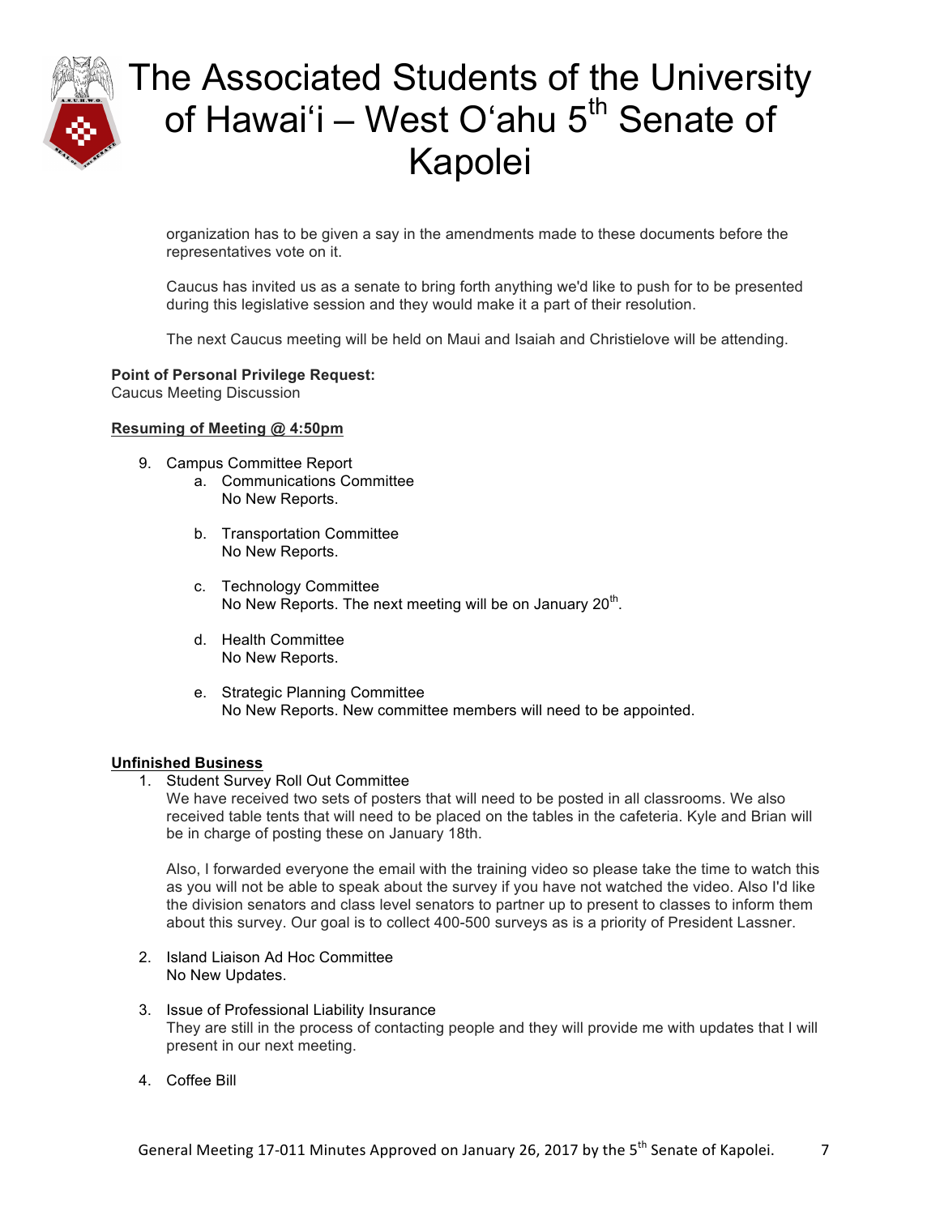organization has to be given a say in the amendments made to these documents before the representatives vote on it.

Caucus has invited us as a senate to bring forth anything we'd like to push for to be presented during this legislative session and they would make it a part of their resolution.

The next Caucus meeting will be held on Maui and Isaiah and Christielove will be attending.

**Point of Personal Privilege Request:**
Caucus Meeting Discussion

**Resuming of Meeting @ 4:50pm**

9. Campus Committee Report
   a. Communications Committee
      No New Reports.

   b. Transportation Committee
      No New Reports.

   c. Technology Committee
      No New Reports. The next meeting will be on January 20th.

   d. Health Committee
      No New Reports.

   e. Strategic Planning Committee
      No New Reports. New committee members will need to be appointed.

**Unfinished Business**

1. Student Survey Roll Out Committee
   We have received two sets of posters that will need to be posted in all classrooms. We also received table tents that will need to be placed on the tables in the cafeteria. Kyle and Brian will be in charge of posting these on January 18th.

   Also, I forwarded everyone the email with the training video so please take the time to watch this as you will not be able to speak about the survey if you have not watched the video. Also I'd like the division senators and class level senators to partner up to present to classes to inform them about this survey. Our goal is to collect 400-500 surveys as is a priority of President Lassner.

2. Island Liaison Ad Hoc Committee
   No New Updates.

3. Issue of Professional Liability Insurance
   They are still in the process of contacting people and they will provide me with updates that I will present in our next meeting.

4. Coffee Bill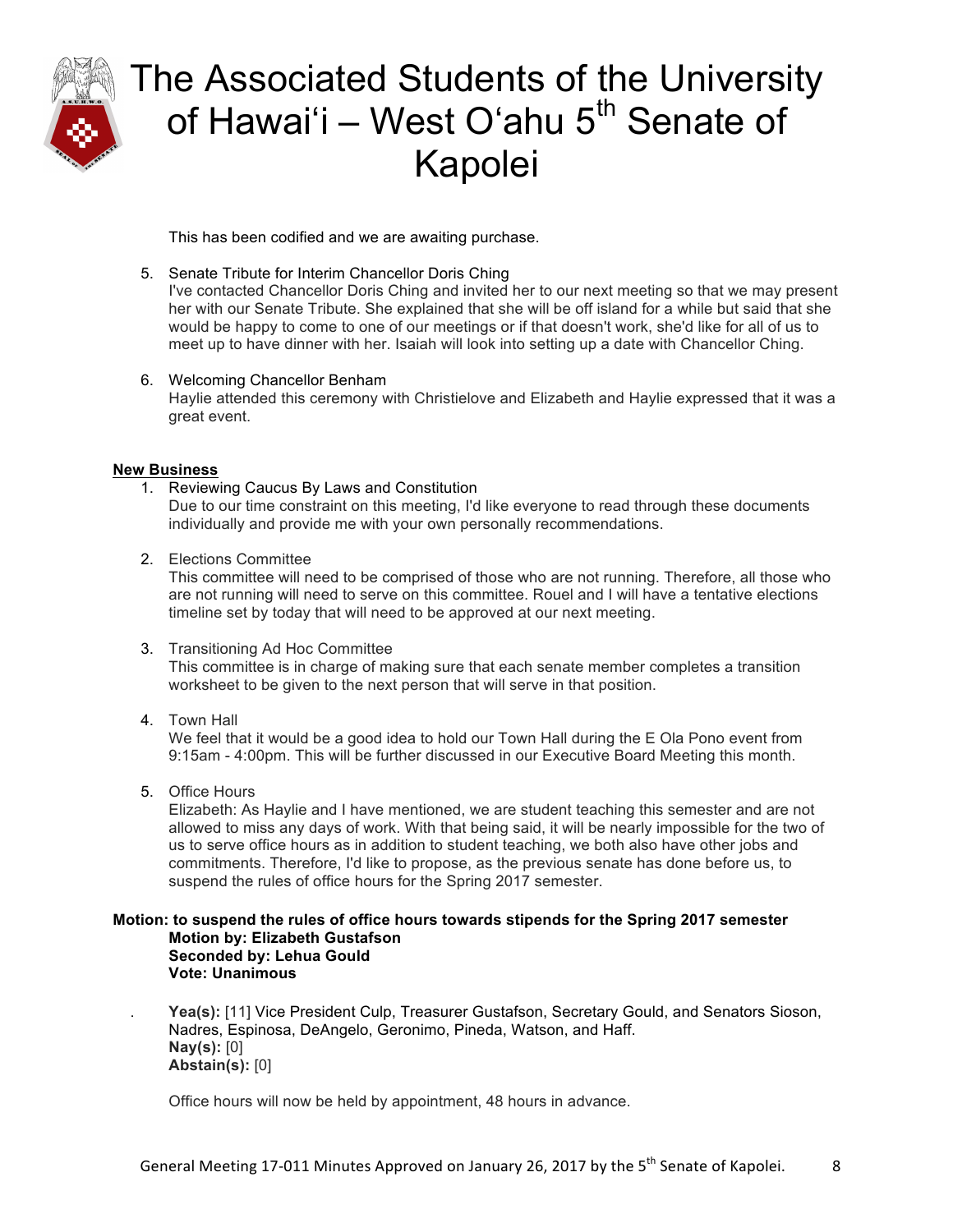This has been codified and we are awaiting purchase.

5. Senate Tribute for Interim Chancellor Doris Ching
   I've contacted Chancellor Doris Ching and invited her to our next meeting so that we may present her with our Senate Tribute. She explained that she will be off island for a while but said that she would be happy to come to one of our meetings or if that doesn't work, she'd like for all of us to meet up to have dinner with her. Isaiah will look into setting up a date with Chancellor Ching.

6. Welcoming Chancellor Benham
   Haylie attended this ceremony with Christielove and Elizabeth and Haylie expressed that it was a great event.

**New Business**

1. Reviewing Caucus By Laws and Constitution
   Due to our time constraint on this meeting, I'd like everyone to read through these documents individually and provide me with your own personally recommendations.

2. Elections Committee
   This committee will need to be comprised of those who are not running. Therefore, all those who are not running will need to serve on this committee. Rouel and I will have a tentative elections timeline set by today that will need to be approved at our next meeting.

3. Transitioning Ad Hoc Committee
   This committee is in charge of making sure that each senate member completes a transition worksheet to be given to the next person that will serve in that position.

4. Town Hall
   We feel that it would be a good idea to hold our Town Hall during the E Ola Pono event from 9:15am - 4:00pm. This will be further discussed in our Executive Board Meeting this month.

5. Office Hours
   Elizabeth: As Haylie and I have mentioned, we are student teaching this semester and are not allowed to miss any days of work. With that being said, it will be nearly impossible for the two of us to serve office hours as in addition to student teaching, we both also have other jobs and commitments. Therefore, I'd like to propose, as the previous senate has done before us, to suspend the rules of office hours for the Spring 2017 semester.

**Motion: to suspend the rules of office hours towards stipends for the Spring 2017 semester**
**Motion by: Elizabeth Gustafson**
**Seconded by: Lehua Gould**
**Vote: Unanimous**

**Yea(s):** [11] Vice President Culp, Treasurer Gustafson, Secretary Gould, and Senators Sioson, Nadres, Espinosa, DeAngelo, Geronimo, Pineda, Watson, and Haff.
**Nay(s):** [0]
**Abstain(s):** [0]

Office hours will now be held by appointment, 48 hours in advance.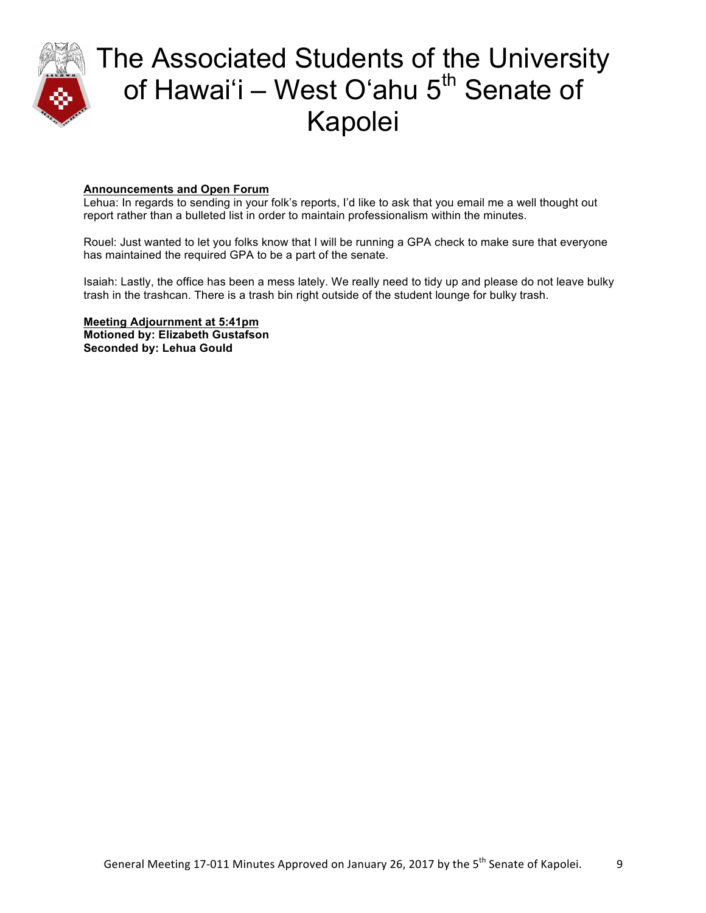**Announcements and Open Forum**

Lehua: In regards to sending in your folk's reports, I'd like to ask that you email me a well thought out report rather than a bulleted list in order to maintain professionalism within the minutes.

Rouel: Just wanted to let you folks know that I will be running a GPA check to make sure that everyone has maintained the required GPA to be a part of the senate.

Isaiah: Lastly, the office has been a mess lately. We really need to tidy up and please do not leave bulky trash in the trashcan. There is a trash bin right outside of the student lounge for bulky trash.

**Meeting Adjournment at 5:41pm**
**Motioned by: Elizabeth Gustafson**
**Seconded by: Lehua Gould**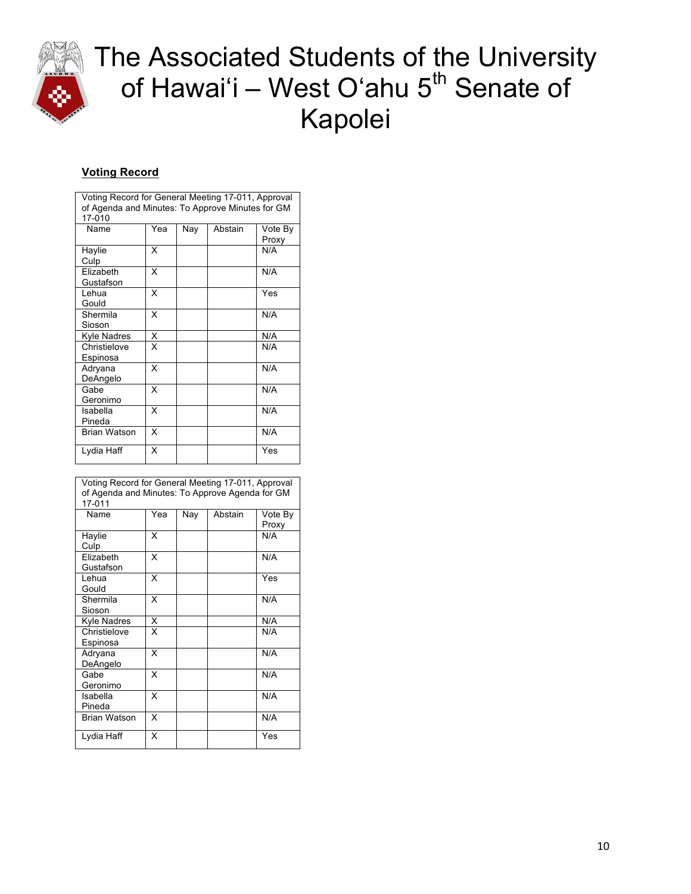# The Associated Students of the University of Hawaiʻi – West Oʻahu 5th Senate of Kapolei

**Voting Record**

| Voting Record for General Meeting 17-011, Approval of Agenda and Minutes: To Approve Minutes for GM 17-010 | | | | |
|---|---|---|---|---|
| Name | Yea | Nay | Abstain | Vote By Proxy |
| Haylie Culp | X | | | N/A |
| Elizabeth Gustafson | X | | | N/A |
| Lehua Gould | X | | | Yes |
| Shermila Sioson | X | | | N/A |
| Kyle Nadres | X | | | N/A |
| Christielove Espinosa | X | | | N/A |
| Adryana DeAngelo | X | | | N/A |
| Gabe Geronimo | X | | | N/A |
| Isabella Pineda | X | | | N/A |
| Brian Watson | X | | | N/A |
| Lydia Haff | X | | | Yes |

| Voting Record for General Meeting 17-011, Approval of Agenda and Minutes: To Approve Agenda for GM 17-011 | | | | |
|---|---|---|---|---|
| Name | Yea | Nay | Abstain | Vote By Proxy |
| Haylie Culp | X | | | N/A |
| Elizabeth Gustafson | X | | | N/A |
| Lehua Gould | X | | | Yes |
| Shermila Sioson | X | | | N/A |
| Kyle Nadres | X | | | N/A |
| Christielove Espinosa | X | | | N/A |
| Adryana DeAngelo | X | | | N/A |
| Gabe Geronimo | X | | | N/A |
| Isabella Pineda | X | | | N/A |
| Brian Watson | X | | | N/A |
| Lydia Haff | X | | | Yes |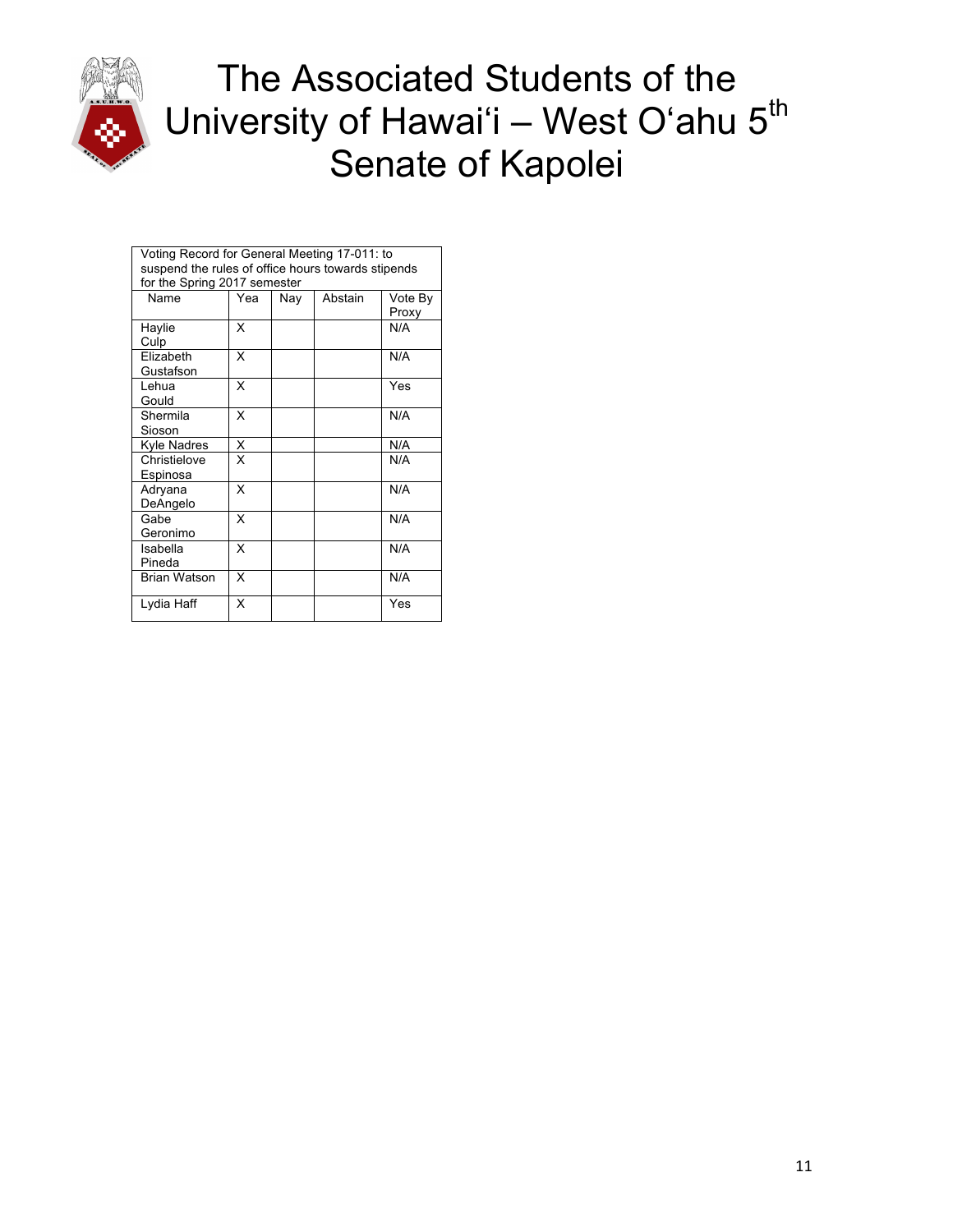# The Associated Students of the University of Hawai'i – West O'ahu 5th Senate of Kapolei

| Voting Record for General Meeting 17-011: to suspend the rules of office hours towards stipends for the Spring 2017 semester | | | | |
|---|---|---|---|---|
| Name | Yea | Nay | Abstain | Vote By Proxy |
| Haylie Culp | X | | | N/A |
| Elizabeth Gustafson | X | | | N/A |
| Lehua Gould | X | | | Yes |
| Shermila Sioson | X | | | N/A |
| Kyle Nadres | X | | | N/A |
| Christielove Espinosa | X | | | N/A |
| Adryana DeAngelo | X | | | N/A |
| Gabe Geronimo | X | | | N/A |
| Isabella Pineda | X | | | N/A |
| Brian Watson | X | | | N/A |
| Lydia Haff | X | | | Yes |